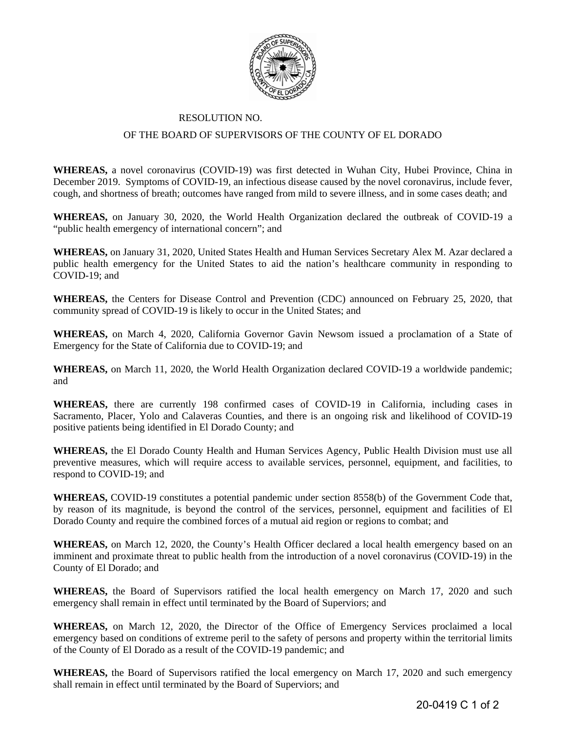RESOLUTION NO.

OF THE BOARD OF SUPERVISORS OF THE COUNTY OF EL DORADO

**WHEREAS,** a novel coronavirus (COVID-19) was first detected in Wuhan City, Hubei Province, China in December 2019. Symptoms of COVID-19, an infectious disease caused by the novel coronavirus, include fever, cough, and shortness of breath; outcomes have ranged from mild to severe illness, and in some cases death; and

**WHEREAS,** on January 30, 2020, the World Health Organization declared the outbreak of COVID-19 a "public health emergency of international concern"; and

**WHEREAS,** on January 31, 2020, United States Health and Human Services Secretary Alex M. Azar declared a public health emergency for the United States to aid the nation's healthcare community in responding to COVID-19; and

**WHEREAS,** the Centers for Disease Control and Prevention (CDC) announced on February 25, 2020, that community spread of COVID-19 is likely to occur in the United States; and

**WHEREAS,** on March 4, 2020, California Governor Gavin Newsom issued a proclamation of a State of Emergency for the State of California due to COVID-19; and

**WHEREAS,** on March 11, 2020, the World Health Organization declared COVID-19 a worldwide pandemic; and

**WHEREAS,** there are currently 198 confirmed cases of COVID-19 in California, including cases in Sacramento, Placer, Yolo and Calaveras Counties, and there is an ongoing risk and likelihood of COVID-19 positive patients being identified in El Dorado County; and

**WHEREAS,** the El Dorado County Health and Human Services Agency, Public Health Division must use all preventive measures, which will require access to available services, personnel, equipment, and facilities, to respond to COVID-19; and

**WHEREAS,** COVID-19 constitutes a potential pandemic under section 8558(b) of the Government Code that, by reason of its magnitude, is beyond the control of the services, personnel, equipment and facilities of El Dorado County and require the combined forces of a mutual aid region or regions to combat; and

**WHEREAS,** on March 12, 2020, the County's Health Officer declared a local health emergency based on an imminent and proximate threat to public health from the introduction of a novel coronavirus (COVID-19) in the County of El Dorado; and

**WHEREAS,** the Board of Supervisors ratified the local health emergency on March 17, 2020 and such emergency shall remain in effect until terminated by the Board of Superviors; and

**WHEREAS,** on March 12, 2020, the Director of the Office of Emergency Services proclaimed a local emergency based on conditions of extreme peril to the safety of persons and property within the territorial limits of the County of El Dorado as a result of the COVID-19 pandemic; and

**WHEREAS,** the Board of Supervisors ratified the local emergency on March 17, 2020 and such emergency shall remain in effect until terminated by the Board of Superviors; and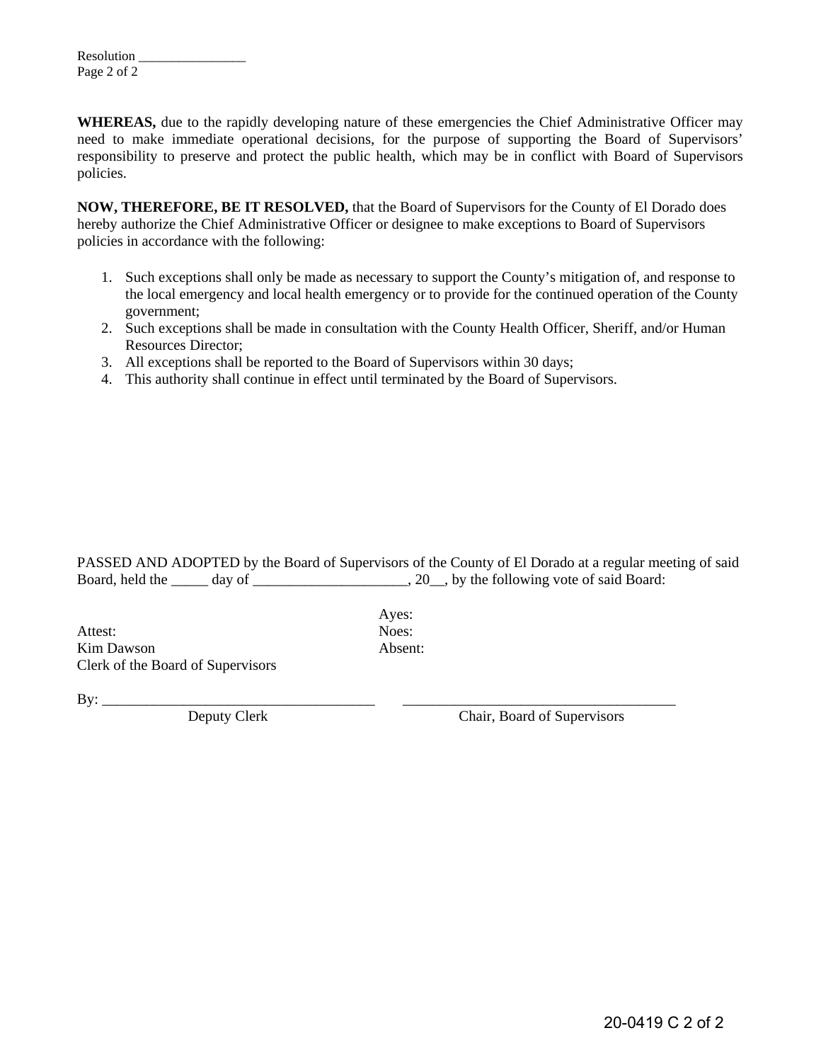**WHEREAS,** due to the rapidly developing nature of these emergencies the Chief Administrative Officer may need to make immediate operational decisions, for the purpose of supporting the Board of Supervisors' responsibility to preserve and protect the public health, which may be in conflict with Board of Supervisors policies.

**NOW, THEREFORE, BE IT RESOLVED,** that the Board of Supervisors for the County of El Dorado does hereby authorize the Chief Administrative Officer or designee to make exceptions to Board of Supervisors policies in accordance with the following:

1. Such exceptions shall only be made as necessary to support the County's mitigation of, and response to the local emergency and local health emergency or to provide for the continued operation of the County government;
2. Such exceptions shall be made in consultation with the County Health Officer, Sheriff, and/or Human Resources Director;
3. All exceptions shall be reported to the Board of Supervisors within 30 days;
4. This authority shall continue in effect until terminated by the Board of Supervisors.

PASSED AND ADOPTED by the Board of Supervisors of the County of El Dorado at a regular meeting of said Board, held the _____ day of _____________________, 20__, by the following vote of said Board:

Ayes:
Noes:
Absent:

Attest:
Kim Dawson
Clerk of the Board of Supervisors

By: ______________________________________
Deputy Clerk

______________________________________
Chair, Board of Supervisors

20-0419 C 2 of 2